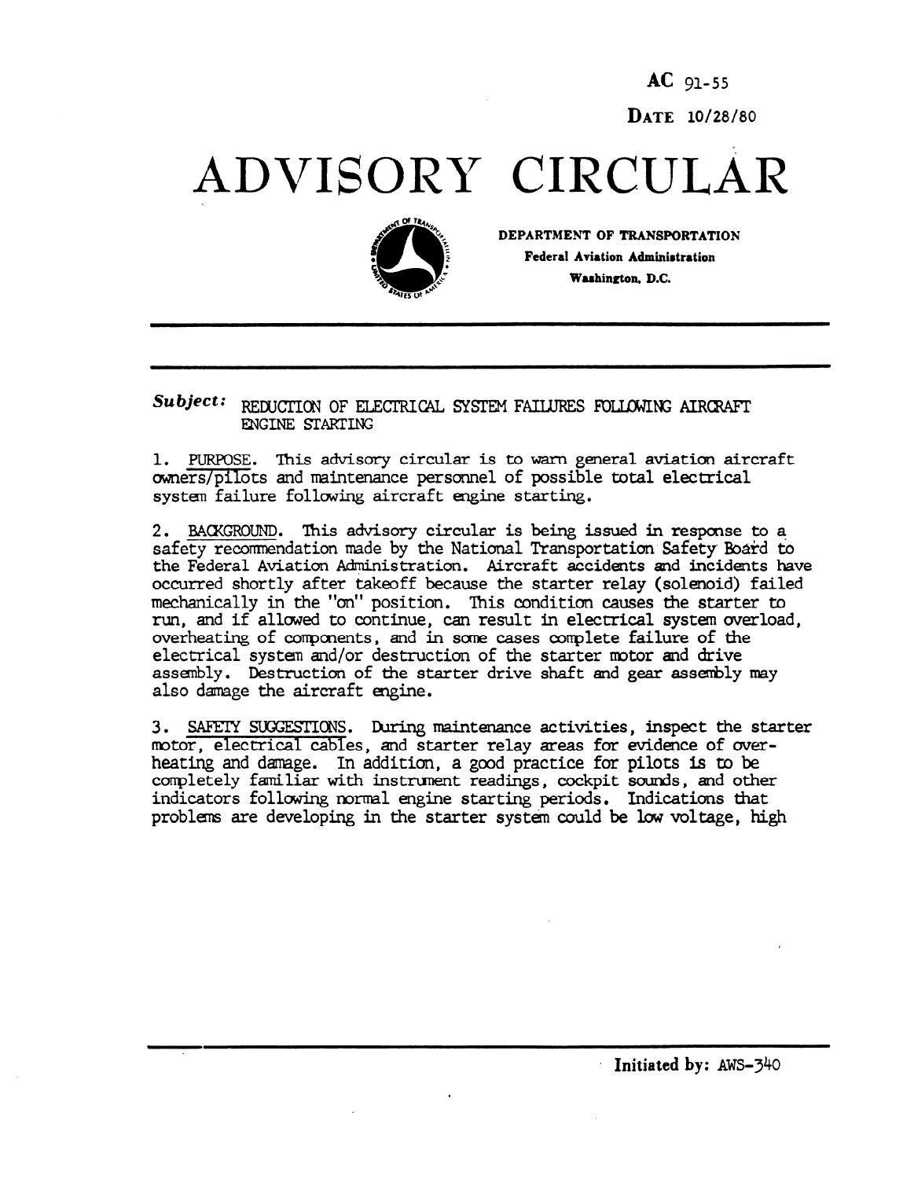AC 91-55

DATE 10/28/80

# ADVISORY CIRCULAR

DEPARTMENT OF TRANSPORTATION
Federal Aviation Administration
Washington, D.C.

***Subject:*** REDUCTION OF ELECTRICAL SYSTEM FAILURES FOLLOWING AIRCRAFT ENGINE STARTING

1. PURPOSE. This advisory circular is to warn general aviation aircraft owners/pilots and maintenance personnel of possible total electrical system failure following aircraft engine starting.

2. BACKGROUND. This advisory circular is being issued in response to a safety recommendation made by the National Transportation Safety Board to the Federal Aviation Administration. Aircraft accidents and incidents have occurred shortly after takeoff because the starter relay (solenoid) failed mechanically in the "on" position. This condition causes the starter to run, and if allowed to continue, can result in electrical system overload, overheating of components, and in some cases complete failure of the electrical system and/or destruction of the starter motor and drive assembly. Destruction of the starter drive shaft and gear assembly may also damage the aircraft engine.

3. SAFETY SUGGESTIONS. During maintenance activities, inspect the starter motor, electrical cables, and starter relay areas for evidence of overheating and damage. In addition, a good practice for pilots is to be completely familiar with instrument readings, cockpit sounds, and other indicators following normal engine starting periods. Indications that problems are developing in the starter system could be low voltage, high

Initiated by: AWS-340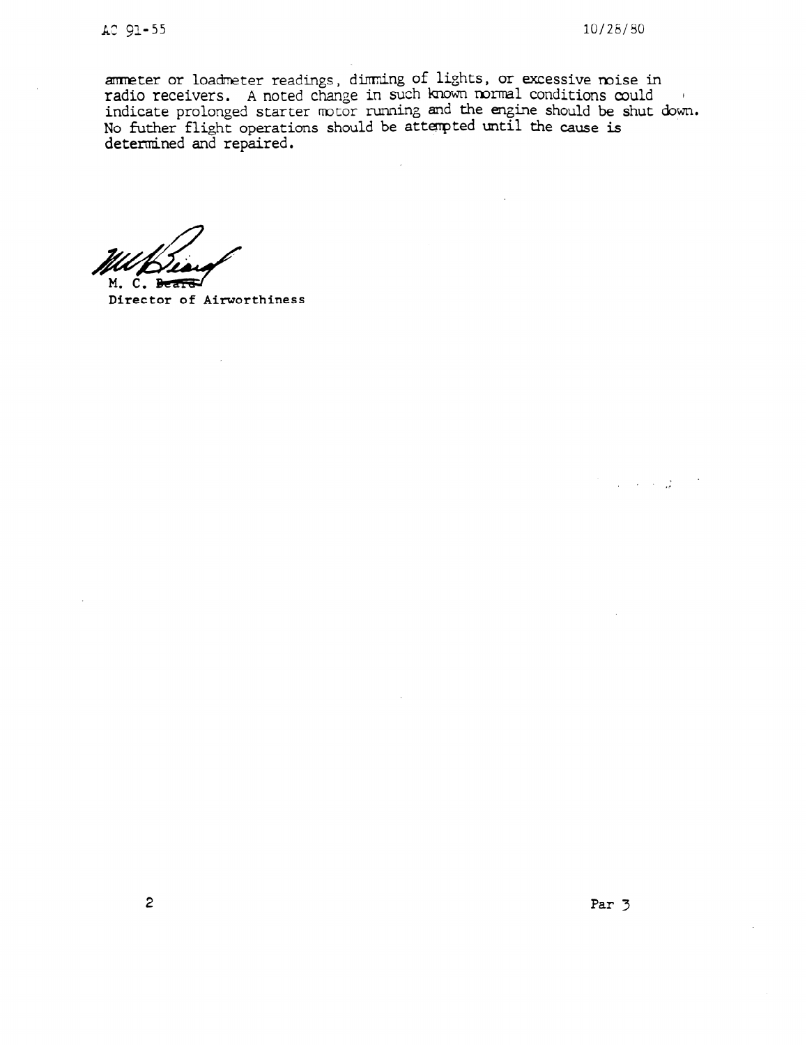ammeter or loadmeter readings, dimming of lights, or excessive noise in radio receivers. A noted change in such known normal conditions could indicate prolonged starter motor running and the engine should be shut down. No futher flight operations should be attempted until the cause is determined and repaired.

M. C. Beard
Director of Airworthiness